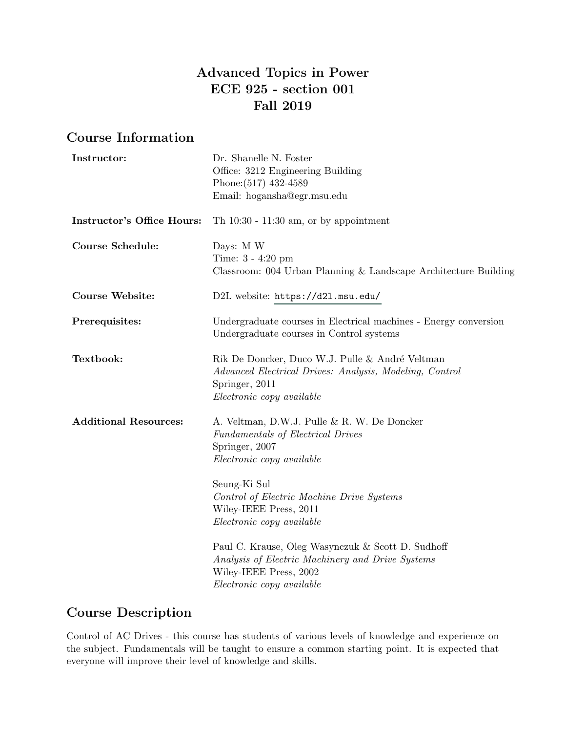# Advanced Topics in Power
# ECE 925 - section 001
# Fall 2019

## Course Information

| | |
|---|---|
| **Instructor:** | Dr. Shanelle N. Foster<br>Office: 3212 Engineering Building<br>Phone:(517) 432-4589<br>Email: hogansha@egr.msu.edu |
| **Instructor's Office Hours:** | Th 10:30 - 11:30 am, or by appointment |
| **Course Schedule:** | Days: M W<br>Time: 3 - 4:20 pm<br>Classroom: 004 Urban Planning & Landscape Architecture Building |
| **Course Website:** | D2L website: https://d2l.msu.edu/ |
| **Prerequisites:** | Undergraduate courses in Electrical machines - Energy conversion<br>Undergraduate courses in Control systems |
| **Textbook:** | Rik De Doncker, Duco W.J. Pulle & André Veltman<br>*Advanced Electrical Drives: Analysis, Modeling, Control*<br>Springer, 2011<br>*Electronic copy available* |
| **Additional Resources:** | A. Veltman, D.W.J. Pulle & R. W. De Doncker<br>*Fundamentals of Electrical Drives*<br>Springer, 2007<br>*Electronic copy available*<br><br>Seung-Ki Sul<br>*Control of Electric Machine Drive Systems*<br>Wiley-IEEE Press, 2011<br>*Electronic copy available*<br><br>Paul C. Krause, Oleg Wasynczuk & Scott D. Sudhoff<br>*Analysis of Electric Machinery and Drive Systems*<br>Wiley-IEEE Press, 2002<br>*Electronic copy available* |

## Course Description

Control of AC Drives - this course has students of various levels of knowledge and experience on the subject. Fundamentals will be taught to ensure a common starting point. It is expected that everyone will improve their level of knowledge and skills.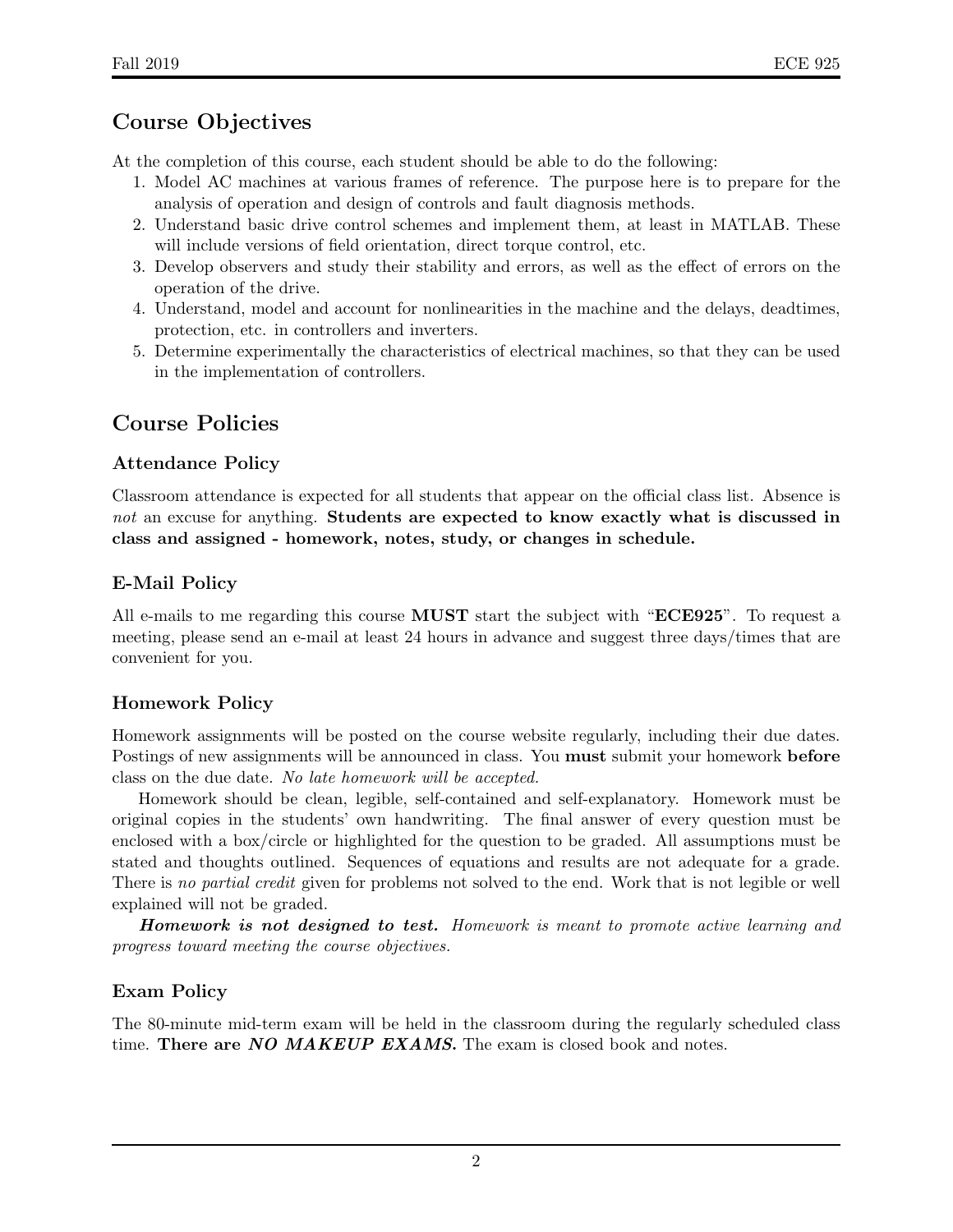## Course Objectives

At the completion of this course, each student should be able to do the following:

1. Model AC machines at various frames of reference. The purpose here is to prepare for the analysis of operation and design of controls and fault diagnosis methods.
2. Understand basic drive control schemes and implement them, at least in MATLAB. These will include versions of field orientation, direct torque control, etc.
3. Develop observers and study their stability and errors, as well as the effect of errors on the operation of the drive.
4. Understand, model and account for nonlinearities in the machine and the delays, deadtimes, protection, etc. in controllers and inverters.
5. Determine experimentally the characteristics of electrical machines, so that they can be used in the implementation of controllers.

## Course Policies

### Attendance Policy

Classroom attendance is expected for all students that appear on the official class list. Absence is *not* an excuse for anything. **Students are expected to know exactly what is discussed in class and assigned - homework, notes, study, or changes in schedule.**

### E-Mail Policy

All e-mails to me regarding this course **MUST** start the subject with "**ECE925**". To request a meeting, please send an e-mail at least 24 hours in advance and suggest three days/times that are convenient for you.

### Homework Policy

Homework assignments will be posted on the course website regularly, including their due dates. Postings of new assignments will be announced in class. You **must** submit your homework **before** class on the due date. *No late homework will be accepted.*

Homework should be clean, legible, self-contained and self-explanatory. Homework must be original copies in the students' own handwriting. The final answer of every question must be enclosed with a box/circle or highlighted for the question to be graded. All assumptions must be stated and thoughts outlined. Sequences of equations and results are not adequate for a grade. There is *no partial credit* given for problems not solved to the end. Work that is not legible or well explained will not be graded.

***Homework is not designed to test.*** *Homework is meant to promote active learning and progress toward meeting the course objectives.*

### Exam Policy

The 80-minute mid-term exam will be held in the classroom during the regularly scheduled class time. **There are *NO MAKEUP EXAMS.*** The exam is closed book and notes.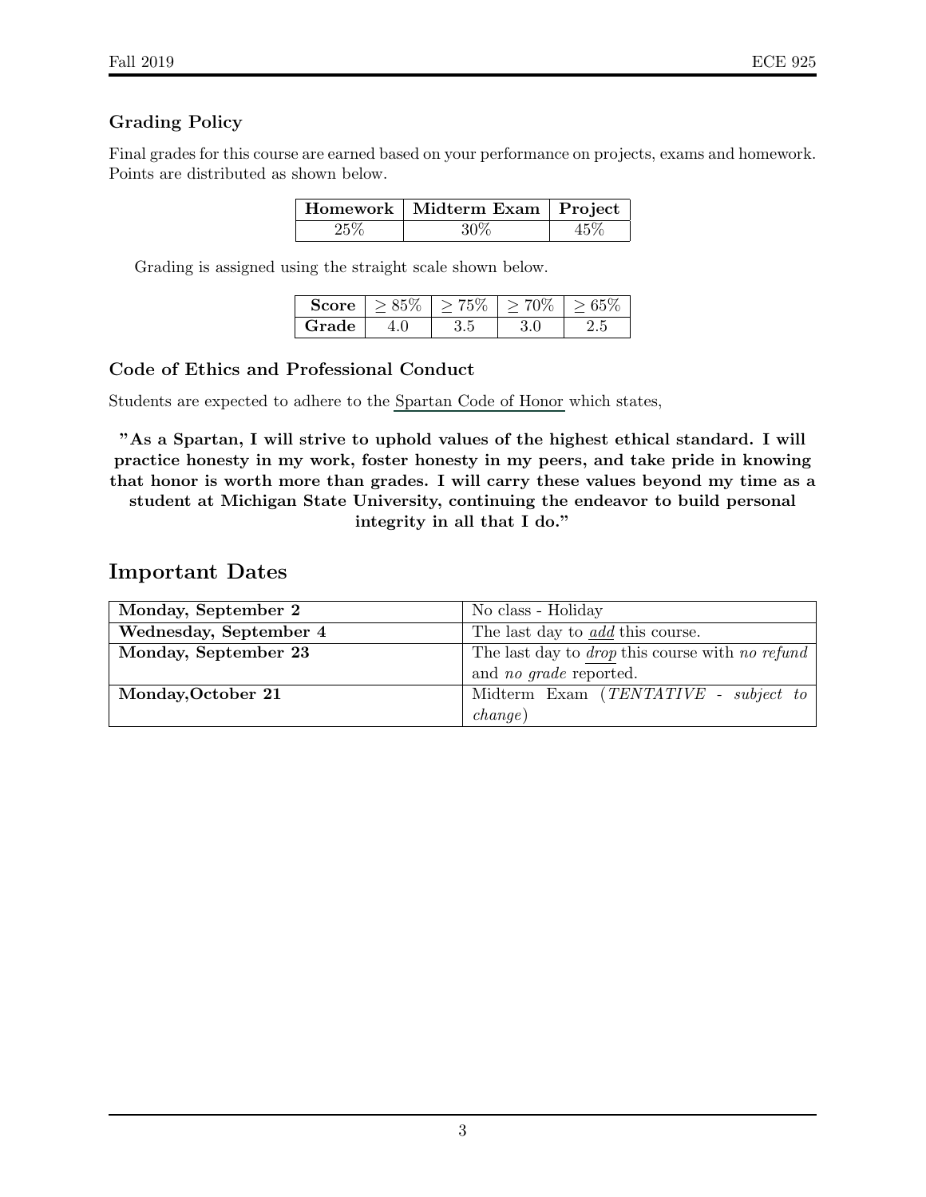### Grading Policy

Final grades for this course are earned based on your performance on projects, exams and homework. Points are distributed as shown below.

| Homework | Midterm Exam | Project |
|---|---|---|
| 25% | 30% | 45% |

Grading is assigned using the straight scale shown below.

| **Score** | $\geq 85\%$ | $\geq 75\%$ | $\geq 70\%$ | $\geq 65\%$ |
|---|---|---|---|---|
| **Grade** | 4.0 | 3.5 | 3.0 | 2.5 |

### Code of Ethics and Professional Conduct

Students are expected to adhere to the Spartan Code of Honor which states,

**"As a Spartan, I will strive to uphold values of the highest ethical standard. I will practice honesty in my work, foster honesty in my peers, and take pride in knowing that honor is worth more than grades. I will carry these values beyond my time as a student at Michigan State University, continuing the endeavor to build personal integrity in all that I do."**

## Important Dates

| | |
|---|---|
| **Monday, September 2** | No class - Holiday |
| **Wednesday, September 4** | The last day to *add* this course. |
| **Monday, September 23** | The last day to *drop* this course with *no refund* and *no grade* reported. |
| **Monday,October 21** | Midterm Exam (*TENTATIVE - subject to change*) |